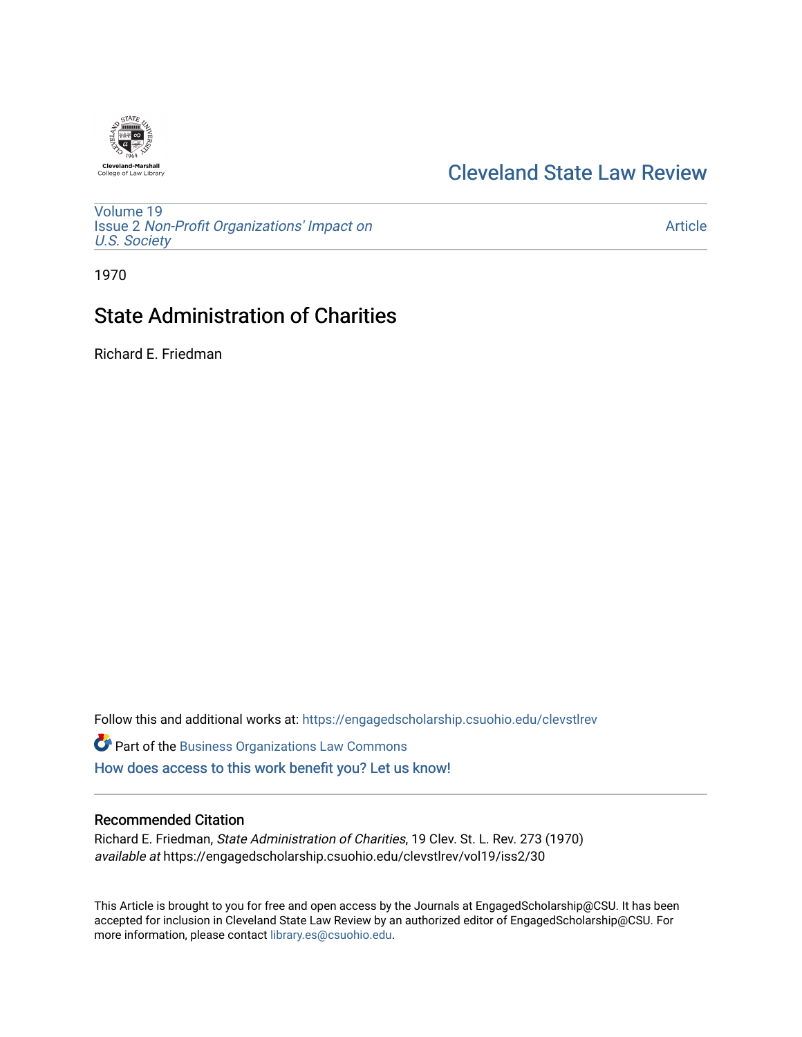Cleveland State Law Review

Volume 19
Issue 2 *Non-Profit Organizations' Impact on U.S. Society*

Article

1970

# State Administration of Charities

Richard E. Friedman

Follow this and additional works at: https://engagedscholarship.csuohio.edu/clevstlrev

Part of the Business Organizations Law Commons

How does access to this work benefit you? Let us know!

## Recommended Citation

Richard E. Friedman, *State Administration of Charities*, 19 Clev. St. L. Rev. 273 (1970)
*available at* https://engagedscholarship.csuohio.edu/clevstlrev/vol19/iss2/30

This Article is brought to you for free and open access by the Journals at EngagedScholarship@CSU. It has been accepted for inclusion in Cleveland State Law Review by an authorized editor of EngagedScholarship@CSU. For more information, please contact library.es@csuohio.edu.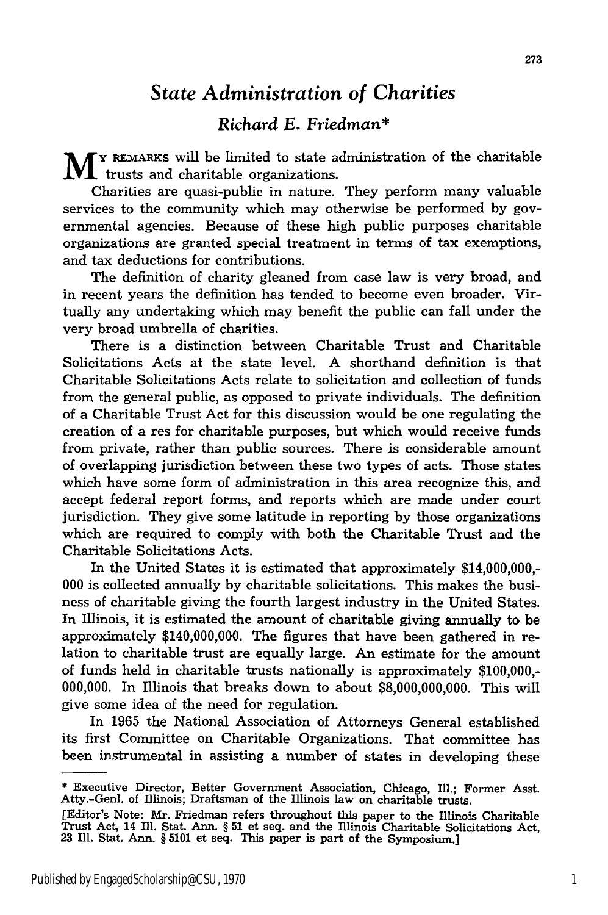# *State Administration of Charities*

## *Richard E. Friedman\**

MY REMARKS will be limited to state administration of the charitable trusts and charitable organizations.

Charities are quasi-public in nature. They perform many valuable services to the community which may otherwise be performed by governmental agencies. Because of these high public purposes charitable organizations are granted special treatment in terms of tax exemptions, and tax deductions for contributions.

The definition of charity gleaned from case law is very broad, and in recent years the definition has tended to become even broader. Virtually any undertaking which may benefit the public can fall under the very broad umbrella of charities.

There is a distinction between Charitable Trust and Charitable Solicitations Acts at the state level. A shorthand definition is that Charitable Solicitations Acts relate to solicitation and collection of funds from the general public, as opposed to private individuals. The definition of a Charitable Trust Act for this discussion would be one regulating the creation of a res for charitable purposes, but which would receive funds from private, rather than public sources. There is considerable amount of overlapping jurisdiction between these two types of acts. Those states which have some form of administration in this area recognize this, and accept federal report forms, and reports which are made under court jurisdiction. They give some latitude in reporting by those organizations which are required to comply with both the Charitable Trust and the Charitable Solicitations Acts.

In the United States it is estimated that approximately $14,000,000,000 is collected annually by charitable solicitations. This makes the business of charitable giving the fourth largest industry in the United States. In Illinois, it is estimated the amount of charitable giving annually to be approximately $140,000,000. The figures that have been gathered in relation to charitable trust are equally large. An estimate for the amount of funds held in charitable trusts nationally is approximately $100,000,000,000. In Illinois that breaks down to about $8,000,000,000. This will give some idea of the need for regulation.

In 1965 the National Association of Attorneys General established its first Committee on Charitable Organizations. That committee has been instrumental in assisting a number of states in developing these

---

\* Executive Director, Better Government Association, Chicago, Ill.; Former Asst. Atty.-Genl. of Illinois; Draftsman of the Illinois law on charitable trusts.

[Editor's Note: Mr. Friedman refers throughout this paper to the Illinois Charitable Trust Act, 14 Ill. Stat. Ann. § 51 et seq. and the Illinois Charitable Solicitations Act, 23 Ill. Stat. Ann. § 5101 et seq. This paper is part of the Symposium.]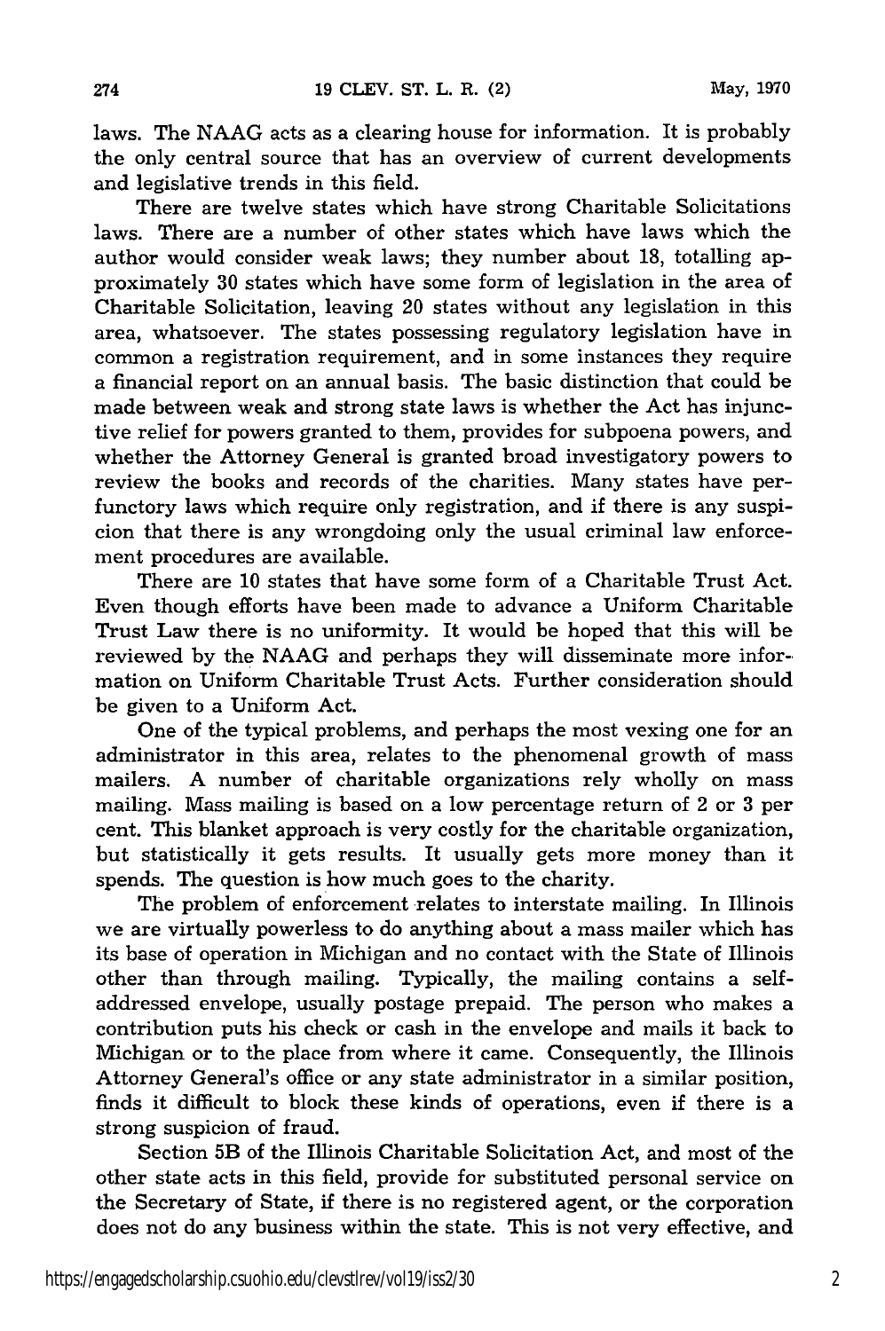laws. The NAAG acts as a clearing house for information. It is probably the only central source that has an overview of current developments and legislative trends in this field.

There are twelve states which have strong Charitable Solicitations laws. There are a number of other states which have laws which the author would consider weak laws; they number about 18, totalling approximately 30 states which have some form of legislation in the area of Charitable Solicitation, leaving 20 states without any legislation in this area, whatsoever. The states possessing regulatory legislation have in common a registration requirement, and in some instances they require a financial report on an annual basis. The basic distinction that could be made between weak and strong state laws is whether the Act has injunctive relief for powers granted to them, provides for subpoena powers, and whether the Attorney General is granted broad investigatory powers to review the books and records of the charities. Many states have perfunctory laws which require only registration, and if there is any suspicion that there is any wrongdoing only the usual criminal law enforcement procedures are available.

There are 10 states that have some form of a Charitable Trust Act. Even though efforts have been made to advance a Uniform Charitable Trust Law there is no uniformity. It would be hoped that this will be reviewed by the NAAG and perhaps they will disseminate more information on Uniform Charitable Trust Acts. Further consideration should be given to a Uniform Act.

One of the typical problems, and perhaps the most vexing one for an administrator in this area, relates to the phenomenal growth of mass mailers. A number of charitable organizations rely wholly on mass mailing. Mass mailing is based on a low percentage return of 2 or 3 per cent. This blanket approach is very costly for the charitable organization, but statistically it gets results. It usually gets more money than it spends. The question is how much goes to the charity.

The problem of enforcement relates to interstate mailing. In Illinois we are virtually powerless to do anything about a mass mailer which has its base of operation in Michigan and no contact with the State of Illinois other than through mailing. Typically, the mailing contains a self-addressed envelope, usually postage prepaid. The person who makes a contribution puts his check or cash in the envelope and mails it back to Michigan or to the place from where it came. Consequently, the Illinois Attorney General's office or any state administrator in a similar position, finds it difficult to block these kinds of operations, even if there is a strong suspicion of fraud.

Section 5B of the Illinois Charitable Solicitation Act, and most of the other state acts in this field, provide for substituted personal service on the Secretary of State, if there is no registered agent, or the corporation does not do any business within the state. This is not very effective, and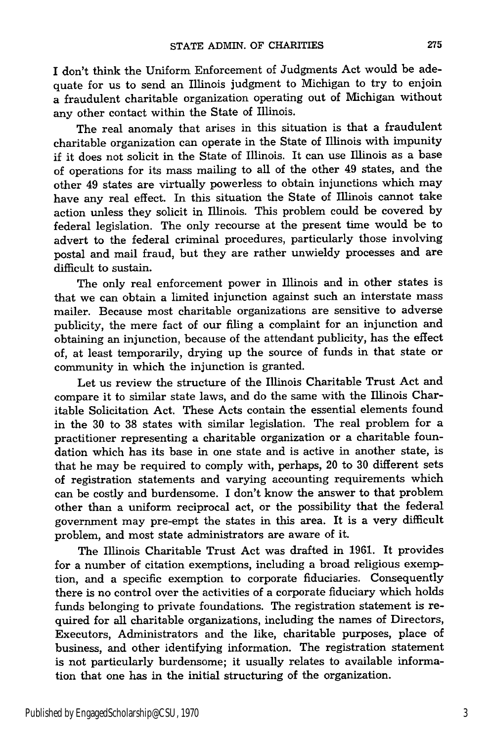I don't think the Uniform Enforcement of Judgments Act would be adequate for us to send an Illinois judgment to Michigan to try to enjoin a fraudulent charitable organization operating out of Michigan without any other contact within the State of Illinois.

The real anomaly that arises in this situation is that a fraudulent charitable organization can operate in the State of Illinois with impunity if it does not solicit in the State of Illinois. It can use Illinois as a base of operations for its mass mailing to all of the other 49 states, and the other 49 states are virtually powerless to obtain injunctions which may have any real effect. In this situation the State of Illinois cannot take action unless they solicit in Illinois. This problem could be covered by federal legislation. The only recourse at the present time would be to advert to the federal criminal procedures, particularly those involving postal and mail fraud, but they are rather unwieldy processes and are difficult to sustain.

The only real enforcement power in Illinois and in other states is that we can obtain a limited injunction against such an interstate mass mailer. Because most charitable organizations are sensitive to adverse publicity, the mere fact of our filing a complaint for an injunction and obtaining an injunction, because of the attendant publicity, has the effect of, at least temporarily, drying up the source of funds in that state or community in which the injunction is granted.

Let us review the structure of the Illinois Charitable Trust Act and compare it to similar state laws, and do the same with the Illinois Charitable Solicitation Act. These Acts contain the essential elements found in the 30 to 38 states with similar legislation. The real problem for a practitioner representing a charitable organization or a charitable foundation which has its base in one state and is active in another state, is that he may be required to comply with, perhaps, 20 to 30 different sets of registration statements and varying accounting requirements which can be costly and burdensome. I don't know the answer to that problem other than a uniform reciprocal act, or the possibility that the federal government may pre-empt the states in this area. It is a very difficult problem, and most state administrators are aware of it.

The Illinois Charitable Trust Act was drafted in 1961. It provides for a number of citation exemptions, including a broad religious exemption, and a specific exemption to corporate fiduciaries. Consequently there is no control over the activities of a corporate fiduciary which holds funds belonging to private foundations. The registration statement is required for all charitable organizations, including the names of Directors, Executors, Administrators and the like, charitable purposes, place of business, and other identifying information. The registration statement is not particularly burdensome; it usually relates to available information that one has in the initial structuring of the organization.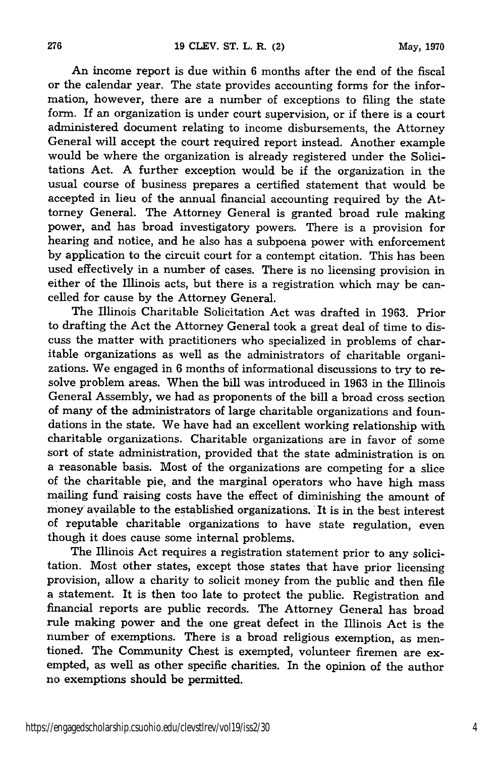An income report is due within 6 months after the end of the fiscal or the calendar year. The state provides accounting forms for the information, however, there are a number of exceptions to filing the state form. If an organization is under court supervision, or if there is a court administered document relating to income disbursements, the Attorney General will accept the court required report instead. Another example would be where the organization is already registered under the Solicitations Act. A further exception would be if the organization in the usual course of business prepares a certified statement that would be accepted in lieu of the annual financial accounting required by the Attorney General. The Attorney General is granted broad rule making power, and has broad investigatory powers. There is a provision for hearing and notice, and he also has a subpoena power with enforcement by application to the circuit court for a contempt citation. This has been used effectively in a number of cases. There is no licensing provision in either of the Illinois acts, but there is a registration which may be cancelled for cause by the Attorney General.

The Illinois Charitable Solicitation Act was drafted in 1963. Prior to drafting the Act the Attorney General took a great deal of time to discuss the matter with practitioners who specialized in problems of charitable organizations as well as the administrators of charitable organizations. We engaged in 6 months of informational discussions to try to resolve problem areas. When the bill was introduced in 1963 in the Illinois General Assembly, we had as proponents of the bill a broad cross section of many of the administrators of large charitable organizations and foundations in the state. We have had an excellent working relationship with charitable organizations. Charitable organizations are in favor of some sort of state administration, provided that the state administration is on a reasonable basis. Most of the organizations are competing for a slice of the charitable pie, and the marginal operators who have high mass mailing fund raising costs have the effect of diminishing the amount of money available to the established organizations. It is in the best interest of reputable charitable organizations to have state regulation, even though it does cause some internal problems.

The Illinois Act requires a registration statement prior to any solicitation. Most other states, except those states that have prior licensing provision, allow a charity to solicit money from the public and then file a statement. It is then too late to protect the public. Registration and financial reports are public records. The Attorney General has broad rule making power and the one great defect in the Illinois Act is the number of exemptions. There is a broad religious exemption, as mentioned. The Community Chest is exempted, volunteer firemen are exempted, as well as other specific charities. In the opinion of the author no exemptions should be permitted.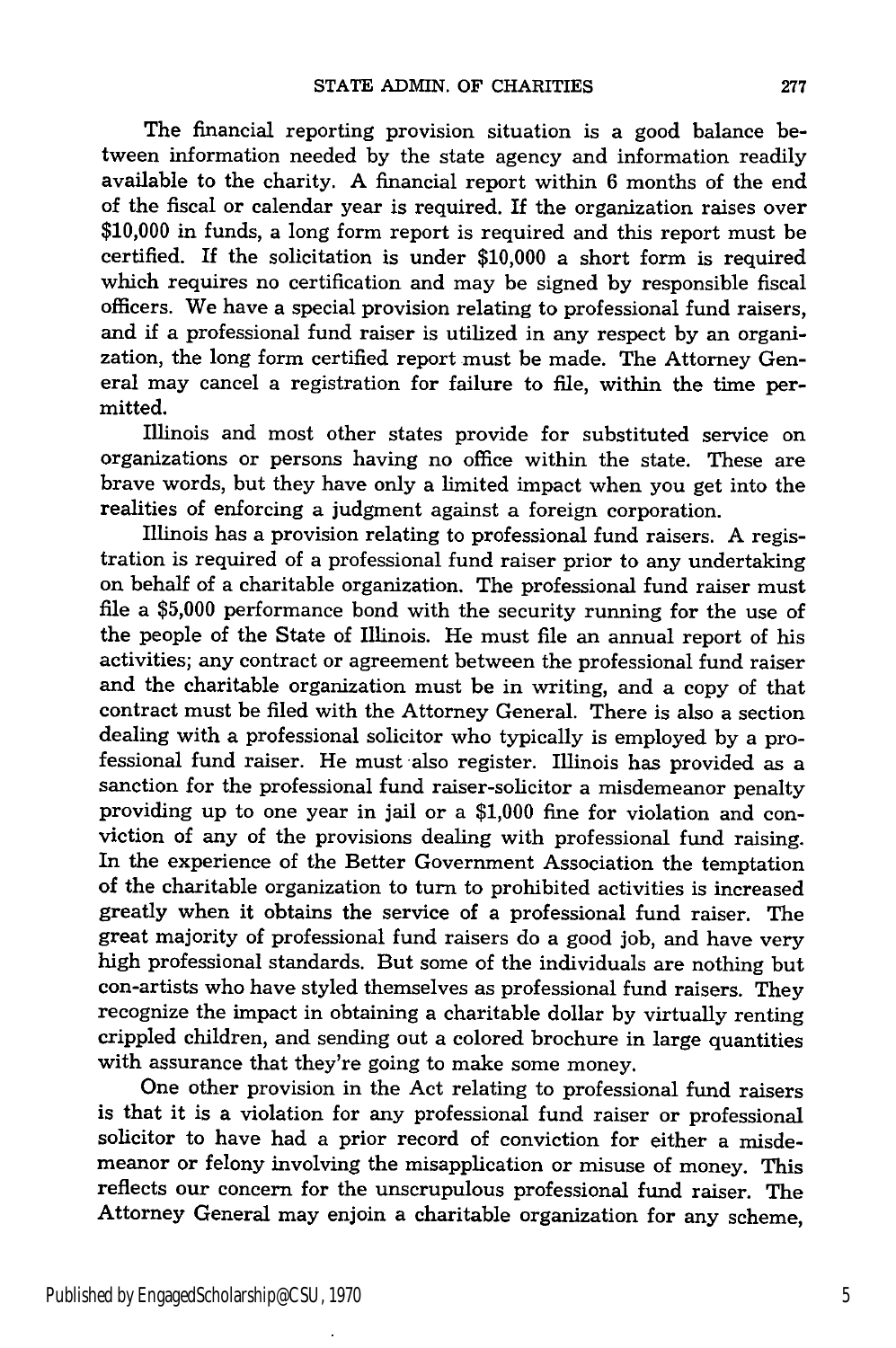The financial reporting provision situation is a good balance between information needed by the state agency and information readily available to the charity. A financial report within 6 months of the end of the fiscal or calendar year is required. If the organization raises over $10,000 in funds, a long form report is required and this report must be certified. If the solicitation is under $10,000 a short form is required which requires no certification and may be signed by responsible fiscal officers. We have a special provision relating to professional fund raisers, and if a professional fund raiser is utilized in any respect by an organization, the long form certified report must be made. The Attorney General may cancel a registration for failure to file, within the time permitted.

Illinois and most other states provide for substituted service on organizations or persons having no office within the state. These are brave words, but they have only a limited impact when you get into the realities of enforcing a judgment against a foreign corporation.

Illinois has a provision relating to professional fund raisers. A registration is required of a professional fund raiser prior to any undertaking on behalf of a charitable organization. The professional fund raiser must file a $5,000 performance bond with the security running for the use of the people of the State of Illinois. He must file an annual report of his activities; any contract or agreement between the professional fund raiser and the charitable organization must be in writing, and a copy of that contract must be filed with the Attorney General. There is also a section dealing with a professional solicitor who typically is employed by a professional fund raiser. He must also register. Illinois has provided as a sanction for the professional fund raiser-solicitor a misdemeanor penalty providing up to one year in jail or a $1,000 fine for violation and conviction of any of the provisions dealing with professional fund raising. In the experience of the Better Government Association the temptation of the charitable organization to turn to prohibited activities is increased greatly when it obtains the service of a professional fund raiser. The great majority of professional fund raisers do a good job, and have very high professional standards. But some of the individuals are nothing but con-artists who have styled themselves as professional fund raisers. They recognize the impact in obtaining a charitable dollar by virtually renting crippled children, and sending out a colored brochure in large quantities with assurance that they're going to make some money.

One other provision in the Act relating to professional fund raisers is that it is a violation for any professional fund raiser or professional solicitor to have had a prior record of conviction for either a misdemeanor or felony involving the misapplication or misuse of money. This reflects our concern for the unscrupulous professional fund raiser. The Attorney General may enjoin a charitable organization for any scheme,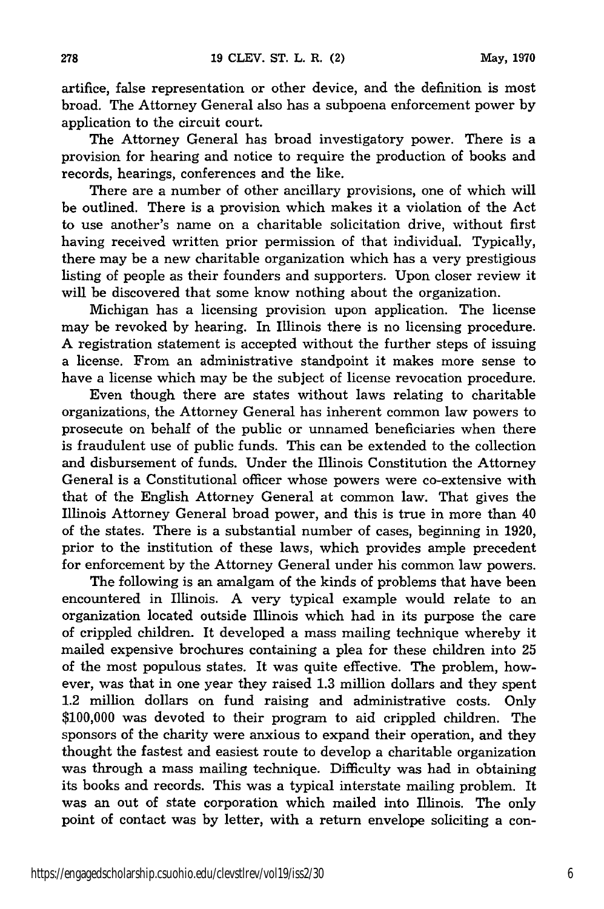artifice, false representation or other device, and the definition is most broad. The Attorney General also has a subpoena enforcement power by application to the circuit court.

The Attorney General has broad investigatory power. There is a provision for hearing and notice to require the production of books and records, hearings, conferences and the like.

There are a number of other ancillary provisions, one of which will be outlined. There is a provision which makes it a violation of the Act to use another's name on a charitable solicitation drive, without first having received written prior permission of that individual. Typically, there may be a new charitable organization which has a very prestigious listing of people as their founders and supporters. Upon closer review it will be discovered that some know nothing about the organization.

Michigan has a licensing provision upon application. The license may be revoked by hearing. In Illinois there is no licensing procedure. A registration statement is accepted without the further steps of issuing a license. From an administrative standpoint it makes more sense to have a license which may be the subject of license revocation procedure.

Even though there are states without laws relating to charitable organizations, the Attorney General has inherent common law powers to prosecute on behalf of the public or unnamed beneficiaries when there is fraudulent use of public funds. This can be extended to the collection and disbursement of funds. Under the Illinois Constitution the Attorney General is a Constitutional officer whose powers were co-extensive with that of the English Attorney General at common law. That gives the Illinois Attorney General broad power, and this is true in more than 40 of the states. There is a substantial number of cases, beginning in 1920, prior to the institution of these laws, which provides ample precedent for enforcement by the Attorney General under his common law powers.

The following is an amalgam of the kinds of problems that have been encountered in Illinois. A very typical example would relate to an organization located outside Illinois which had in its purpose the care of crippled children. It developed a mass mailing technique whereby it mailed expensive brochures containing a plea for these children into 25 of the most populous states. It was quite effective. The problem, however, was that in one year they raised 1.3 million dollars and they spent 1.2 million dollars on fund raising and administrative costs. Only \$100,000 was devoted to their program to aid crippled children. The sponsors of the charity were anxious to expand their operation, and they thought the fastest and easiest route to develop a charitable organization was through a mass mailing technique. Difficulty was had in obtaining its books and records. This was a typical interstate mailing problem. It was an out of state corporation which mailed into Illinois. The only point of contact was by letter, with a return envelope soliciting a con-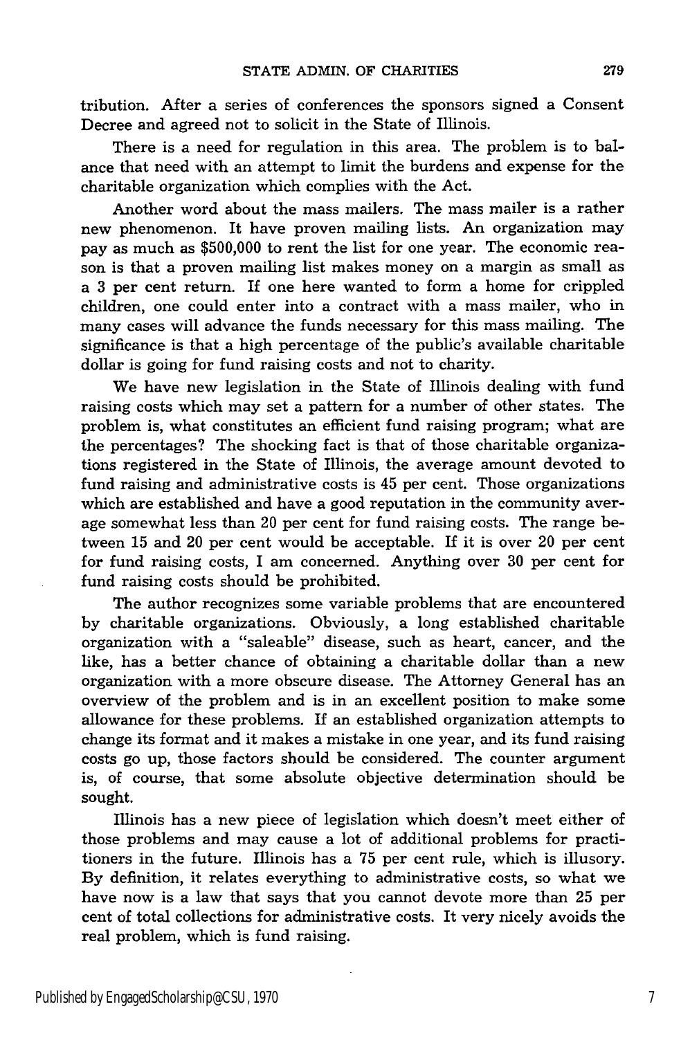tribution. After a series of conferences the sponsors signed a Consent Decree and agreed not to solicit in the State of Illinois.

There is a need for regulation in this area. The problem is to balance that need with an attempt to limit the burdens and expense for the charitable organization which complies with the Act.

Another word about the mass mailers. The mass mailer is a rather new phenomenon. It have proven mailing lists. An organization may pay as much as $500,000 to rent the list for one year. The economic reason is that a proven mailing list makes money on a margin as small as a 3 per cent return. If one here wanted to form a home for crippled children, one could enter into a contract with a mass mailer, who in many cases will advance the funds necessary for this mass mailing. The significance is that a high percentage of the public's available charitable dollar is going for fund raising costs and not to charity.

We have new legislation in the State of Illinois dealing with fund raising costs which may set a pattern for a number of other states. The problem is, what constitutes an efficient fund raising program; what are the percentages? The shocking fact is that of those charitable organizations registered in the State of Illinois, the average amount devoted to fund raising and administrative costs is 45 per cent. Those organizations which are established and have a good reputation in the community average somewhat less than 20 per cent for fund raising costs. The range between 15 and 20 per cent would be acceptable. If it is over 20 per cent for fund raising costs, I am concerned. Anything over 30 per cent for fund raising costs should be prohibited.

The author recognizes some variable problems that are encountered by charitable organizations. Obviously, a long established charitable organization with a "saleable" disease, such as heart, cancer, and the like, has a better chance of obtaining a charitable dollar than a new organization with a more obscure disease. The Attorney General has an overview of the problem and is in an excellent position to make some allowance for these problems. If an established organization attempts to change its format and it makes a mistake in one year, and its fund raising costs go up, those factors should be considered. The counter argument is, of course, that some absolute objective determination should be sought.

Illinois has a new piece of legislation which doesn't meet either of those problems and may cause a lot of additional problems for practitioners in the future. Illinois has a 75 per cent rule, which is illusory. By definition, it relates everything to administrative costs, so what we have now is a law that says that you cannot devote more than 25 per cent of total collections for administrative costs. It very nicely avoids the real problem, which is fund raising.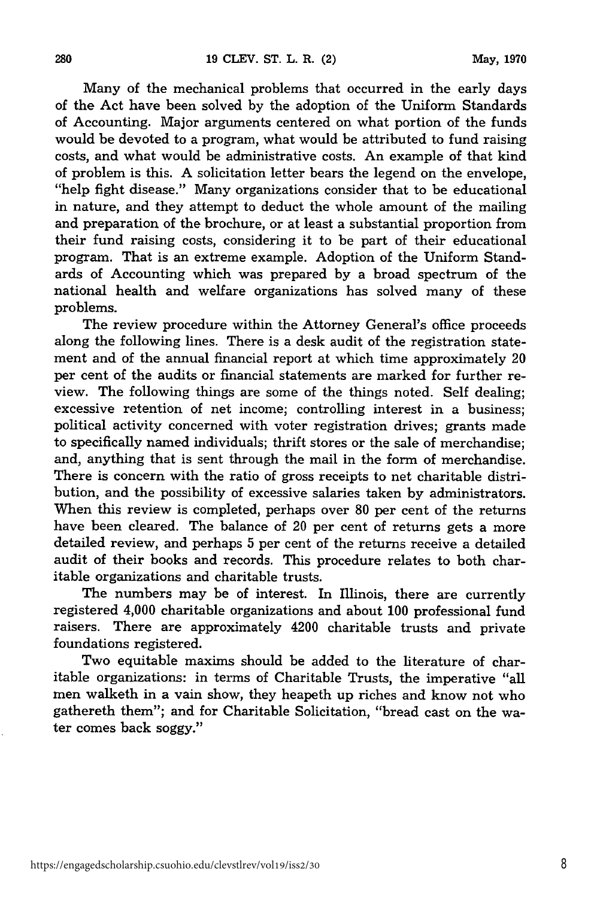Many of the mechanical problems that occurred in the early days of the Act have been solved by the adoption of the Uniform Standards of Accounting. Major arguments centered on what portion of the funds would be devoted to a program, what would be attributed to fund raising costs, and what would be administrative costs. An example of that kind of problem is this. A solicitation letter bears the legend on the envelope, "help fight disease." Many organizations consider that to be educational in nature, and they attempt to deduct the whole amount of the mailing and preparation of the brochure, or at least a substantial proportion from their fund raising costs, considering it to be part of their educational program. That is an extreme example. Adoption of the Uniform Standards of Accounting which was prepared by a broad spectrum of the national health and welfare organizations has solved many of these problems.

The review procedure within the Attorney General's office proceeds along the following lines. There is a desk audit of the registration statement and of the annual financial report at which time approximately 20 per cent of the audits or financial statements are marked for further review. The following things are some of the things noted. Self dealing; excessive retention of net income; controlling interest in a business; political activity concerned with voter registration drives; grants made to specifically named individuals; thrift stores or the sale of merchandise; and, anything that is sent through the mail in the form of merchandise. There is concern with the ratio of gross receipts to net charitable distribution, and the possibility of excessive salaries taken by administrators. When this review is completed, perhaps over 80 per cent of the returns have been cleared. The balance of 20 per cent of returns gets a more detailed review, and perhaps 5 per cent of the returns receive a detailed audit of their books and records. This procedure relates to both charitable organizations and charitable trusts.

The numbers may be of interest. In Illinois, there are currently registered 4,000 charitable organizations and about 100 professional fund raisers. There are approximately 4200 charitable trusts and private foundations registered.

Two equitable maxims should be added to the literature of charitable organizations: in terms of Charitable Trusts, the imperative "all men walketh in a vain show, they heapeth up riches and know not who gathereth them"; and for Charitable Solicitation, "bread cast on the water comes back soggy."